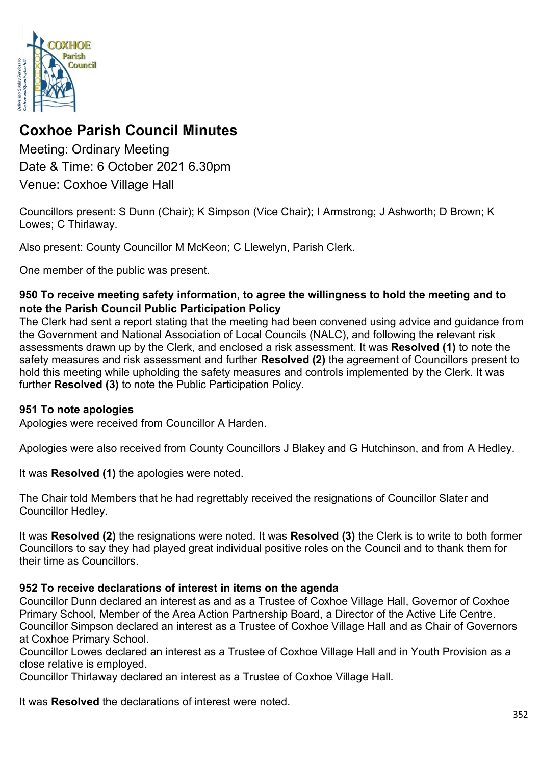# Coxhoe Parish Council Minutes

Meeting: Ordinary Meeting
Date & Time: 6 October 2021 6.30pm
Venue: Coxhoe Village Hall

Councillors present: S Dunn (Chair); K Simpson (Vice Chair); I Armstrong; J Ashworth; D Brown; K Lowes; C Thirlaway.

Also present: County Councillor M McKeon; C Llewelyn, Parish Clerk.

One member of the public was present.

### 950 To receive meeting safety information, to agree the willingness to hold the meeting and to note the Parish Council Public Participation Policy

The Clerk had sent a report stating that the meeting had been convened using advice and guidance from the Government and National Association of Local Councils (NALC), and following the relevant risk assessments drawn up by the Clerk, and enclosed a risk assessment. It was **Resolved (1)** to note the safety measures and risk assessment and further **Resolved (2)** the agreement of Councillors present to hold this meeting while upholding the safety measures and controls implemented by the Clerk. It was further **Resolved (3)** to note the Public Participation Policy.

### 951 To note apologies

Apologies were received from Councillor A Harden.

Apologies were also received from County Councillors J Blakey and G Hutchinson, and from A Hedley.

It was **Resolved (1)** the apologies were noted.

The Chair told Members that he had regrettably received the resignations of Councillor Slater and Councillor Hedley.

It was **Resolved (2)** the resignations were noted. It was **Resolved (3)** the Clerk is to write to both former Councillors to say they had played great individual positive roles on the Council and to thank them for their time as Councillors.

### 952 To receive declarations of interest in items on the agenda

Councillor Dunn declared an interest as and as a Trustee of Coxhoe Village Hall, Governor of Coxhoe Primary School, Member of the Area Action Partnership Board, a Director of the Active Life Centre.
Councillor Simpson declared an interest as a Trustee of Coxhoe Village Hall and as Chair of Governors at Coxhoe Primary School.
Councillor Lowes declared an interest as a Trustee of Coxhoe Village Hall and in Youth Provision as a close relative is employed.
Councillor Thirlaway declared an interest as a Trustee of Coxhoe Village Hall.

It was **Resolved** the declarations of interest were noted.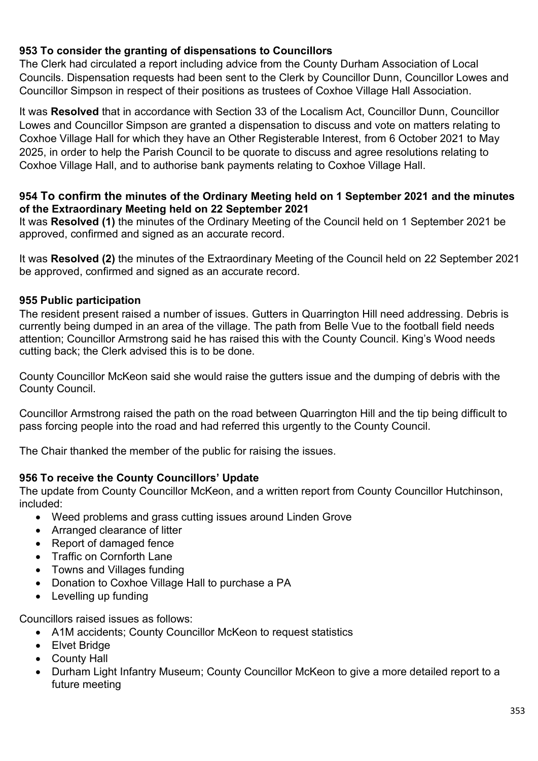### 953 To consider the granting of dispensations to Councillors

The Clerk had circulated a report including advice from the County Durham Association of Local Councils. Dispensation requests had been sent to the Clerk by Councillor Dunn, Councillor Lowes and Councillor Simpson in respect of their positions as trustees of Coxhoe Village Hall Association.

It was **Resolved** that in accordance with Section 33 of the Localism Act, Councillor Dunn, Councillor Lowes and Councillor Simpson are granted a dispensation to discuss and vote on matters relating to Coxhoe Village Hall for which they have an Other Registerable Interest, from 6 October 2021 to May 2025, in order to help the Parish Council to be quorate to discuss and agree resolutions relating to Coxhoe Village Hall, and to authorise bank payments relating to Coxhoe Village Hall.

### 954 To confirm the minutes of the Ordinary Meeting held on 1 September 2021 and the minutes of the Extraordinary Meeting held on 22 September 2021

It was **Resolved (1)** the minutes of the Ordinary Meeting of the Council held on 1 September 2021 be approved, confirmed and signed as an accurate record.

It was **Resolved (2)** the minutes of the Extraordinary Meeting of the Council held on 22 September 2021 be approved, confirmed and signed as an accurate record.

### 955 Public participation

The resident present raised a number of issues. Gutters in Quarrington Hill need addressing. Debris is currently being dumped in an area of the village. The path from Belle Vue to the football field needs attention; Councillor Armstrong said he has raised this with the County Council. King's Wood needs cutting back; the Clerk advised this is to be done.

County Councillor McKeon said she would raise the gutters issue and the dumping of debris with the County Council.

Councillor Armstrong raised the path on the road between Quarrington Hill and the tip being difficult to pass forcing people into the road and had referred this urgently to the County Council.

The Chair thanked the member of the public for raising the issues.

### 956 To receive the County Councillors' Update

The update from County Councillor McKeon, and a written report from County Councillor Hutchinson, included:

- Weed problems and grass cutting issues around Linden Grove
- Arranged clearance of litter
- Report of damaged fence
- Traffic on Cornforth Lane
- Towns and Villages funding
- Donation to Coxhoe Village Hall to purchase a PA
- Levelling up funding

Councillors raised issues as follows:

- A1M accidents; County Councillor McKeon to request statistics
- Elvet Bridge
- County Hall
- Durham Light Infantry Museum; County Councillor McKeon to give a more detailed report to a future meeting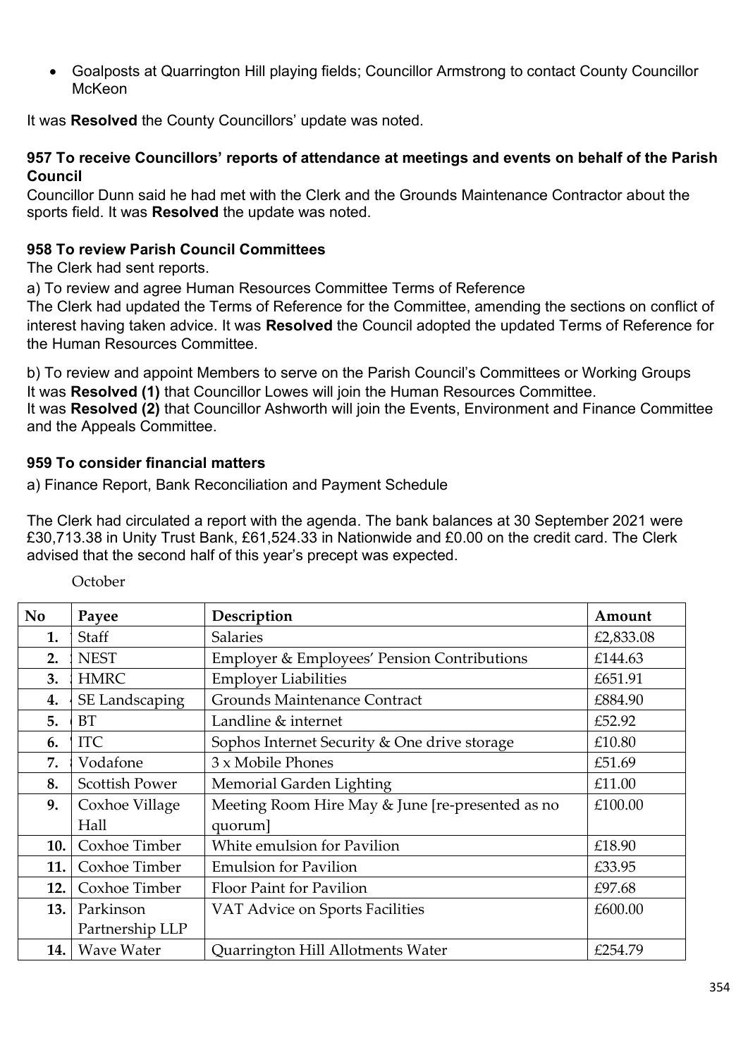- Goalposts at Quarrington Hill playing fields; Councillor Armstrong to contact County Councillor McKeon

It was **Resolved** the County Councillors' update was noted.

### 957 To receive Councillors' reports of attendance at meetings and events on behalf of the Parish Council

Councillor Dunn said he had met with the Clerk and the Grounds Maintenance Contractor about the sports field. It was **Resolved** the update was noted.

### 958 To review Parish Council Committees

The Clerk had sent reports.

a) To review and agree Human Resources Committee Terms of Reference

The Clerk had updated the Terms of Reference for the Committee, amending the sections on conflict of interest having taken advice. It was **Resolved** the Council adopted the updated Terms of Reference for the Human Resources Committee.

b) To review and appoint Members to serve on the Parish Council's Committees or Working Groups

It was **Resolved (1)** that Councillor Lowes will join the Human Resources Committee.

It was **Resolved (2)** that Councillor Ashworth will join the Events, Environment and Finance Committee and the Appeals Committee.

### 959 To consider financial matters

a) Finance Report, Bank Reconciliation and Payment Schedule

The Clerk had circulated a report with the agenda. The bank balances at 30 September 2021 were £30,713.38 in Unity Trust Bank, £61,524.33 in Nationwide and £0.00 on the credit card. The Clerk advised that the second half of this year's precept was expected.

October

| No | Payee | Description | Amount |
|---|---|---|---|
| 1. | Staff | Salaries | £2,833.08 |
| 2. | NEST | Employer & Employees' Pension Contributions | £144.63 |
| 3. | HMRC | Employer Liabilities | £651.91 |
| 4. | SE Landscaping | Grounds Maintenance Contract | £884.90 |
| 5. | BT | Landline & internet | £52.92 |
| 6. | ITC | Sophos Internet Security & One drive storage | £10.80 |
| 7. | Vodafone | 3 x Mobile Phones | £51.69 |
| 8. | Scottish Power | Memorial Garden Lighting | £11.00 |
| 9. | Coxhoe Village Hall | Meeting Room Hire May & June [re-presented as no quorum] | £100.00 |
| 10. | Coxhoe Timber | White emulsion for Pavilion | £18.90 |
| 11. | Coxhoe Timber | Emulsion for Pavilion | £33.95 |
| 12. | Coxhoe Timber | Floor Paint for Pavilion | £97.68 |
| 13. | Parkinson Partnership LLP | VAT Advice on Sports Facilities | £600.00 |
| 14. | Wave Water | Quarrington Hill Allotments Water | £254.79 |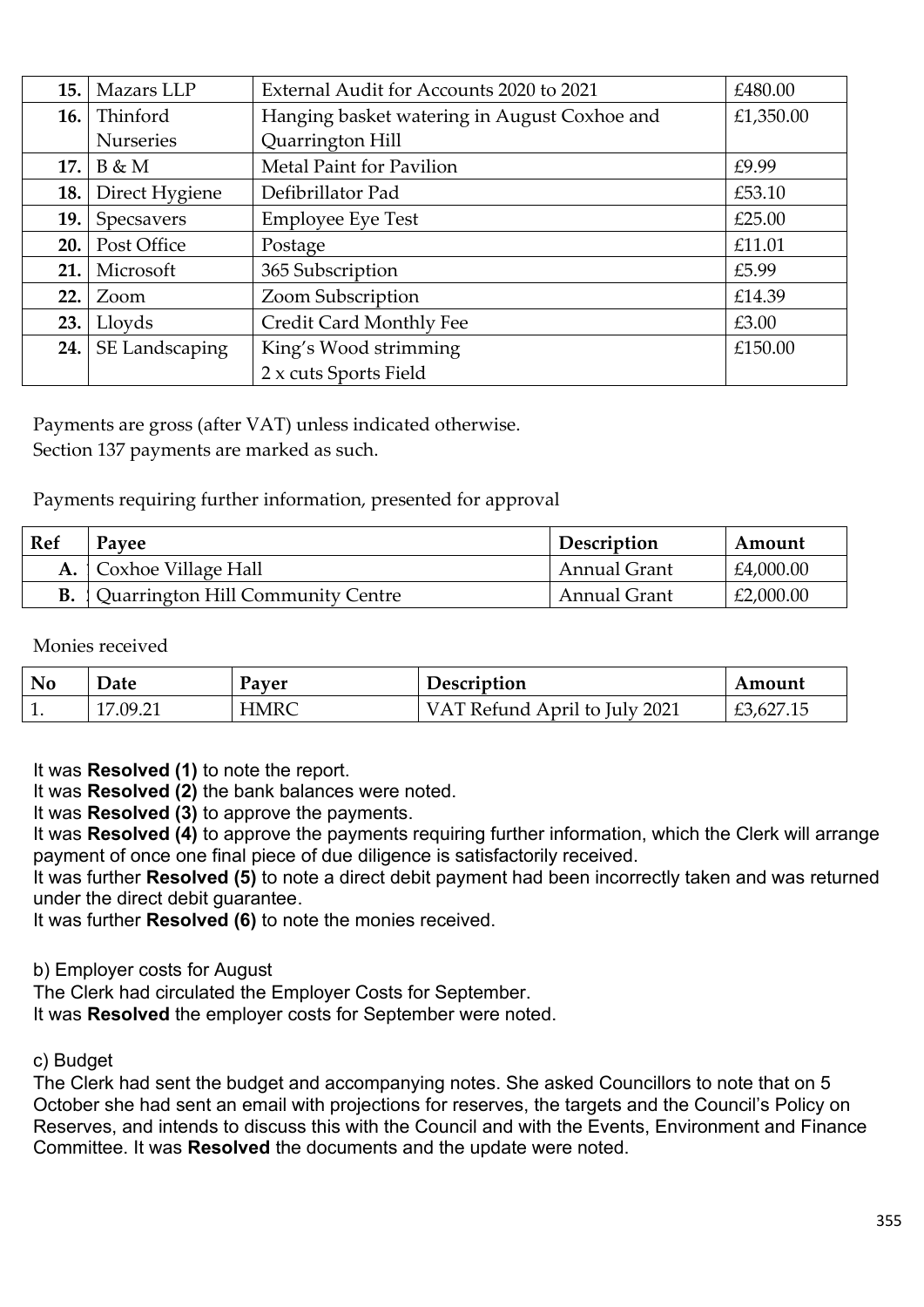| 15. | Mazars LLP | External Audit for Accounts 2020 to 2021 | £480.00 |
|---|---|---|---|
| 16. | Thinford Nurseries | Hanging basket watering in August Coxhoe and Quarrington Hill | £1,350.00 |
| 17. | B & M | Metal Paint for Pavilion | £9.99 |
| 18. | Direct Hygiene | Defibrillator Pad | £53.10 |
| 19. | Specsavers | Employee Eye Test | £25.00 |
| 20. | Post Office | Postage | £11.01 |
| 21. | Microsoft | 365 Subscription | £5.99 |
| 22. | Zoom | Zoom Subscription | £14.39 |
| 23. | Lloyds | Credit Card Monthly Fee | £3.00 |
| 24. | SE Landscaping | King's Wood strimming<br>2 x cuts Sports Field | £150.00 |

Payments are gross (after VAT) unless indicated otherwise.
Section 137 payments are marked as such.

Payments requiring further information, presented for approval

| Ref | Payee | Description | Amount |
|---|---|---|---|
| A. | Coxhoe Village Hall | Annual Grant | £4,000.00 |
| B. | Quarrington Hill Community Centre | Annual Grant | £2,000.00 |

Monies received

| No | Date | Payer | Description | Amount |
|---|---|---|---|---|
| 1. | 17.09.21 | HMRC | VAT Refund April to July 2021 | £3,627.15 |

It was **Resolved (1)** to note the report.
It was **Resolved (2)** the bank balances were noted.
It was **Resolved (3)** to approve the payments.
It was **Resolved (4)** to approve the payments requiring further information, which the Clerk will arrange payment of once one final piece of due diligence is satisfactorily received.
It was further **Resolved (5)** to note a direct debit payment had been incorrectly taken and was returned under the direct debit guarantee.
It was further **Resolved (6)** to note the monies received.

b) Employer costs for August
The Clerk had circulated the Employer Costs for September.
It was **Resolved** the employer costs for September were noted.

c) Budget
The Clerk had sent the budget and accompanying notes. She asked Councillors to note that on 5 October she had sent an email with projections for reserves, the targets and the Council's Policy on Reserves, and intends to discuss this with the Council and with the Events, Environment and Finance Committee. It was **Resolved** the documents and the update were noted.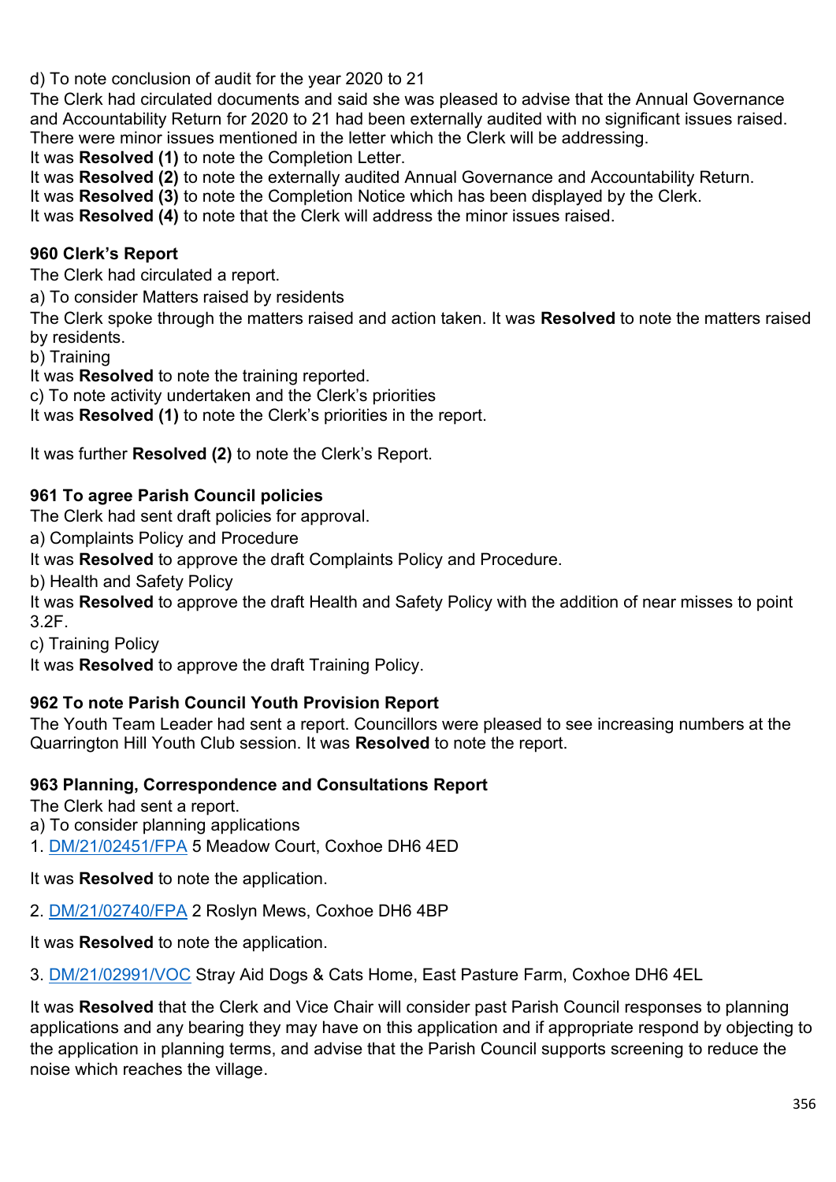d) To note conclusion of audit for the year 2020 to 21

The Clerk had circulated documents and said she was pleased to advise that the Annual Governance and Accountability Return for 2020 to 21 had been externally audited with no significant issues raised. There were minor issues mentioned in the letter which the Clerk will be addressing.

It was **Resolved (1)** to note the Completion Letter.

It was **Resolved (2)** to note the externally audited Annual Governance and Accountability Return.

It was **Resolved (3)** to note the Completion Notice which has been displayed by the Clerk.

It was **Resolved (4)** to note that the Clerk will address the minor issues raised.

**960 Clerk's Report**

The Clerk had circulated a report.

a) To consider Matters raised by residents

The Clerk spoke through the matters raised and action taken. It was **Resolved** to note the matters raised by residents.

b) Training

It was **Resolved** to note the training reported.

c) To note activity undertaken and the Clerk's priorities

It was **Resolved (1)** to note the Clerk's priorities in the report.

It was further **Resolved (2)** to note the Clerk's Report.

**961 To agree Parish Council policies**

The Clerk had sent draft policies for approval.

a) Complaints Policy and Procedure

It was **Resolved** to approve the draft Complaints Policy and Procedure.

b) Health and Safety Policy

It was **Resolved** to approve the draft Health and Safety Policy with the addition of near misses to point 3.2F.

c) Training Policy

It was **Resolved** to approve the draft Training Policy.

**962 To note Parish Council Youth Provision Report**

The Youth Team Leader had sent a report. Councillors were pleased to see increasing numbers at the Quarrington Hill Youth Club session. It was **Resolved** to note the report.

**963 Planning, Correspondence and Consultations Report**

The Clerk had sent a report.

a) To consider planning applications

1. DM/21/02451/FPA 5 Meadow Court, Coxhoe DH6 4ED

It was **Resolved** to note the application.

2. DM/21/02740/FPA 2 Roslyn Mews, Coxhoe DH6 4BP

It was **Resolved** to note the application.

3. DM/21/02991/VOC Stray Aid Dogs & Cats Home, East Pasture Farm, Coxhoe DH6 4EL

It was **Resolved** that the Clerk and Vice Chair will consider past Parish Council responses to planning applications and any bearing they may have on this application and if appropriate respond by objecting to the application in planning terms, and advise that the Parish Council supports screening to reduce the noise which reaches the village.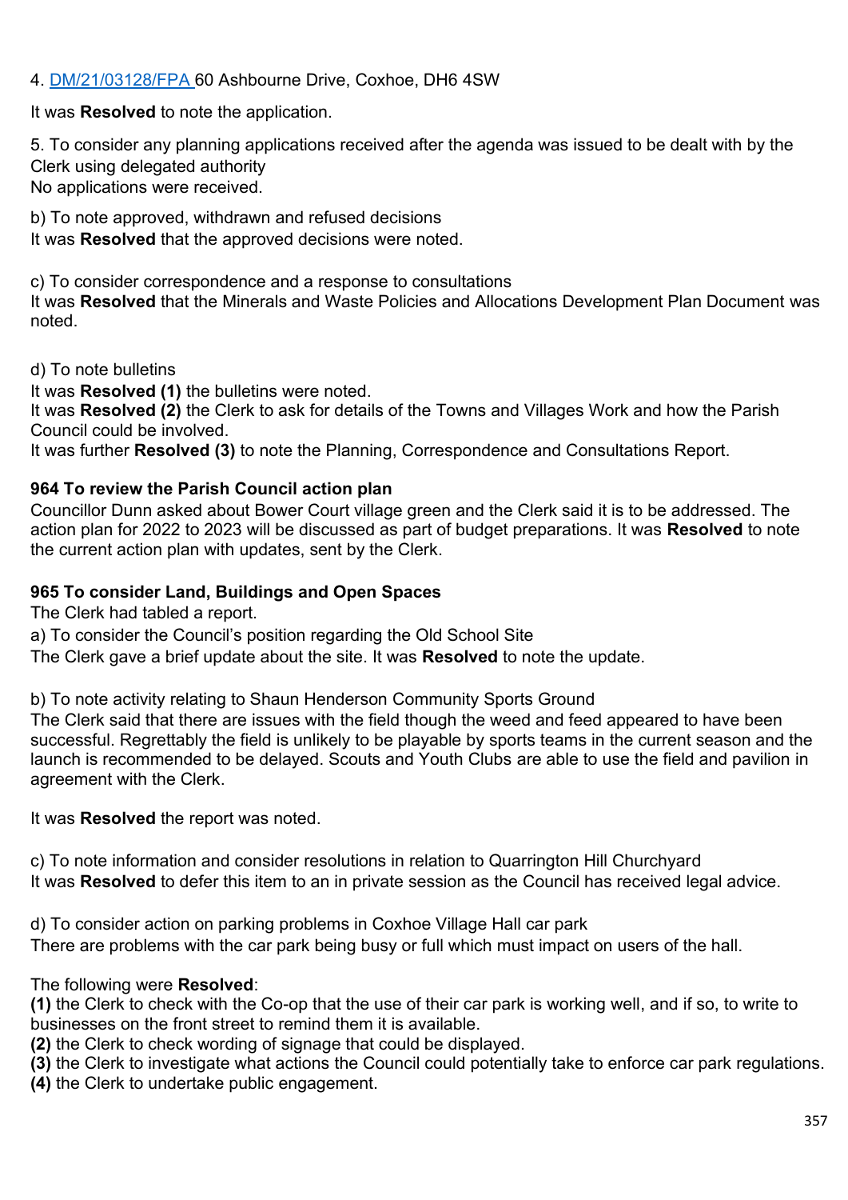4. [DM/21/03128/FPA](DM/21/03128/FPA) 60 Ashbourne Drive, Coxhoe, DH6 4SW

It was **Resolved** to note the application.

5. To consider any planning applications received after the agenda was issued to be dealt with by the Clerk using delegated authority
No applications were received.

b) To note approved, withdrawn and refused decisions
It was **Resolved** that the approved decisions were noted.

c) To consider correspondence and a response to consultations
It was **Resolved** that the Minerals and Waste Policies and Allocations Development Plan Document was noted.

d) To note bulletins
It was **Resolved (1)** the bulletins were noted.
It was **Resolved (2)** the Clerk to ask for details of the Towns and Villages Work and how the Parish Council could be involved.
It was further **Resolved (3)** to note the Planning, Correspondence and Consultations Report.

**964 To review the Parish Council action plan**
Councillor Dunn asked about Bower Court village green and the Clerk said it is to be addressed. The action plan for 2022 to 2023 will be discussed as part of budget preparations. It was **Resolved** to note the current action plan with updates, sent by the Clerk.

**965 To consider Land, Buildings and Open Spaces**
The Clerk had tabled a report.
a) To consider the Council's position regarding the Old School Site
The Clerk gave a brief update about the site. It was **Resolved** to note the update.

b) To note activity relating to Shaun Henderson Community Sports Ground
The Clerk said that there are issues with the field though the weed and feed appeared to have been successful. Regrettably the field is unlikely to be playable by sports teams in the current season and the launch is recommended to be delayed. Scouts and Youth Clubs are able to use the field and pavilion in agreement with the Clerk.

It was **Resolved** the report was noted.

c) To note information and consider resolutions in relation to Quarrington Hill Churchyard
It was **Resolved** to defer this item to an in private session as the Council has received legal advice.

d) To consider action on parking problems in Coxhoe Village Hall car park
There are problems with the car park being busy or full which must impact on users of the hall.

The following were **Resolved**:
**(1)** the Clerk to check with the Co-op that the use of their car park is working well, and if so, to write to businesses on the front street to remind them it is available.
**(2)** the Clerk to check wording of signage that could be displayed.
**(3)** the Clerk to investigate what actions the Council could potentially take to enforce car park regulations.
**(4)** the Clerk to undertake public engagement.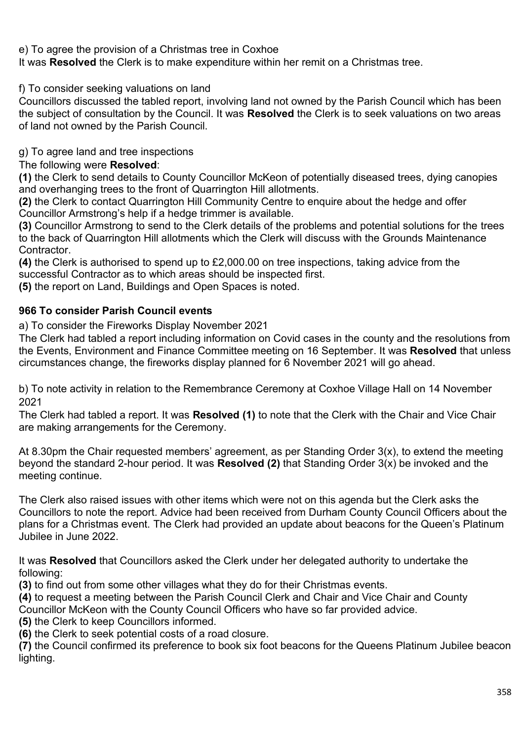e) To agree the provision of a Christmas tree in Coxhoe

It was **Resolved** the Clerk is to make expenditure within her remit on a Christmas tree.

f) To consider seeking valuations on land

Councillors discussed the tabled report, involving land not owned by the Parish Council which has been the subject of consultation by the Council. It was **Resolved** the Clerk is to seek valuations on two areas of land not owned by the Parish Council.

g) To agree land and tree inspections

The following were **Resolved**:

**(1)** the Clerk to send details to County Councillor McKeon of potentially diseased trees, dying canopies and overhanging trees to the front of Quarrington Hill allotments.

**(2)** the Clerk to contact Quarrington Hill Community Centre to enquire about the hedge and offer Councillor Armstrong's help if a hedge trimmer is available.

**(3)** Councillor Armstrong to send to the Clerk details of the problems and potential solutions for the trees to the back of Quarrington Hill allotments which the Clerk will discuss with the Grounds Maintenance Contractor.

**(4)** the Clerk is authorised to spend up to £2,000.00 on tree inspections, taking advice from the successful Contractor as to which areas should be inspected first.

**(5)** the report on Land, Buildings and Open Spaces is noted.

### 966 To consider Parish Council events

a) To consider the Fireworks Display November 2021

The Clerk had tabled a report including information on Covid cases in the county and the resolutions from the Events, Environment and Finance Committee meeting on 16 September. It was **Resolved** that unless circumstances change, the fireworks display planned for 6 November 2021 will go ahead.

b) To note activity in relation to the Remembrance Ceremony at Coxhoe Village Hall on 14 November 2021

The Clerk had tabled a report. It was **Resolved (1)** to note that the Clerk with the Chair and Vice Chair are making arrangements for the Ceremony.

At 8.30pm the Chair requested members' agreement, as per Standing Order 3(x), to extend the meeting beyond the standard 2-hour period. It was **Resolved (2)** that Standing Order 3(x) be invoked and the meeting continue.

The Clerk also raised issues with other items which were not on this agenda but the Clerk asks the Councillors to note the report. Advice had been received from Durham County Council Officers about the plans for a Christmas event. The Clerk had provided an update about beacons for the Queen's Platinum Jubilee in June 2022.

It was **Resolved** that Councillors asked the Clerk under her delegated authority to undertake the following:

**(3)** to find out from some other villages what they do for their Christmas events.

**(4)** to request a meeting between the Parish Council Clerk and Chair and Vice Chair and County Councillor McKeon with the County Council Officers who have so far provided advice.

**(5)** the Clerk to keep Councillors informed.

**(6)** the Clerk to seek potential costs of a road closure.

**(7)** the Council confirmed its preference to book six foot beacons for the Queens Platinum Jubilee beacon lighting.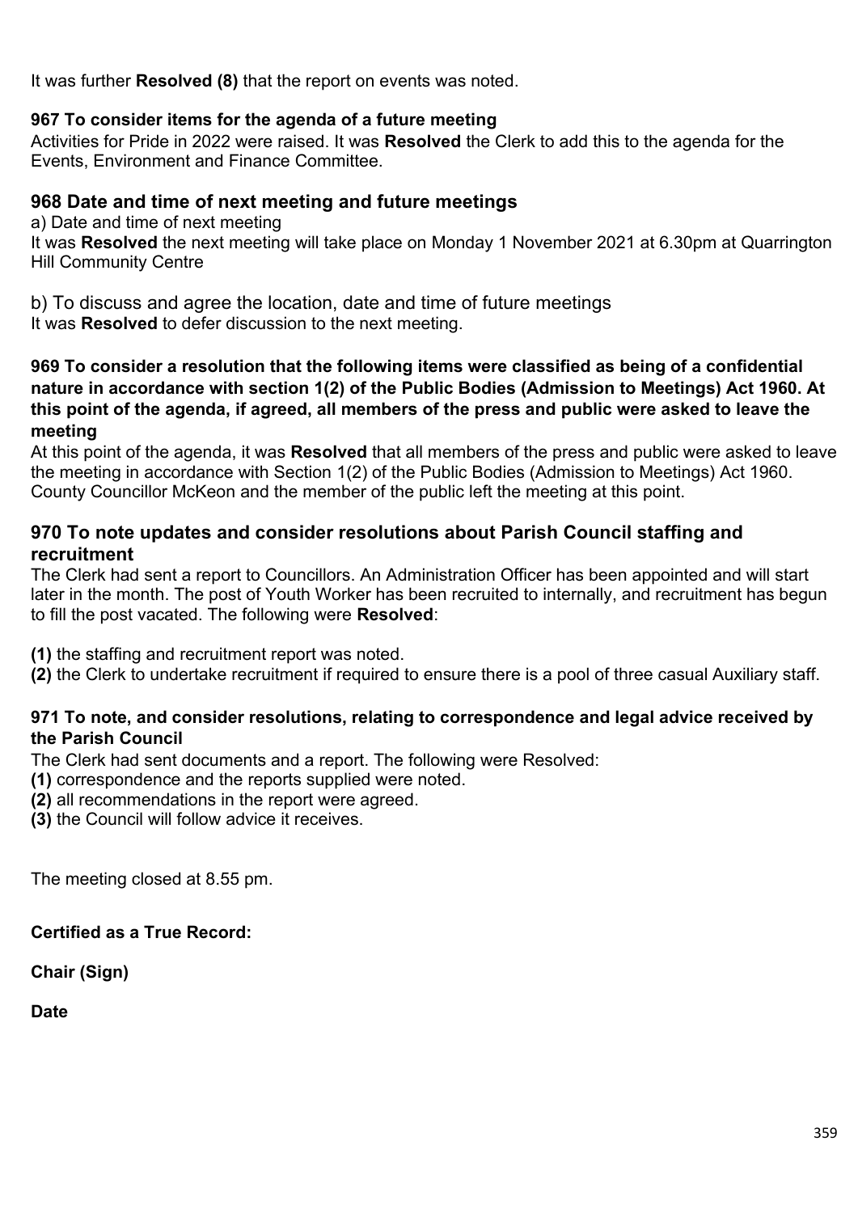It was further **Resolved (8)** that the report on events was noted.

**967 To consider items for the agenda of a future meeting**

Activities for Pride in 2022 were raised. It was **Resolved** the Clerk to add this to the agenda for the Events, Environment and Finance Committee.

## 968 Date and time of next meeting and future meetings

a) Date and time of next meeting

It was **Resolved** the next meeting will take place on Monday 1 November 2021 at 6.30pm at Quarrington Hill Community Centre

b) To discuss and agree the location, date and time of future meetings

It was **Resolved** to defer discussion to the next meeting.

**969 To consider a resolution that the following items were classified as being of a confidential nature in accordance with section 1(2) of the Public Bodies (Admission to Meetings) Act 1960. At this point of the agenda, if agreed, all members of the press and public were asked to leave the meeting**

At this point of the agenda, it was **Resolved** that all members of the press and public were asked to leave the meeting in accordance with Section 1(2) of the Public Bodies (Admission to Meetings) Act 1960. County Councillor McKeon and the member of the public left the meeting at this point.

## 970 To note updates and consider resolutions about Parish Council staffing and recruitment

The Clerk had sent a report to Councillors. An Administration Officer has been appointed and will start later in the month. The post of Youth Worker has been recruited to internally, and recruitment has begun to fill the post vacated. The following were **Resolved**:

**(1)** the staffing and recruitment report was noted.

**(2)** the Clerk to undertake recruitment if required to ensure there is a pool of three casual Auxiliary staff.

**971 To note, and consider resolutions, relating to correspondence and legal advice received by the Parish Council**

The Clerk had sent documents and a report. The following were Resolved:

**(1)** correspondence and the reports supplied were noted.

**(2)** all recommendations in the report were agreed.

**(3)** the Council will follow advice it receives.

The meeting closed at 8.55 pm.

**Certified as a True Record:**

**Chair (Sign)**

**Date**